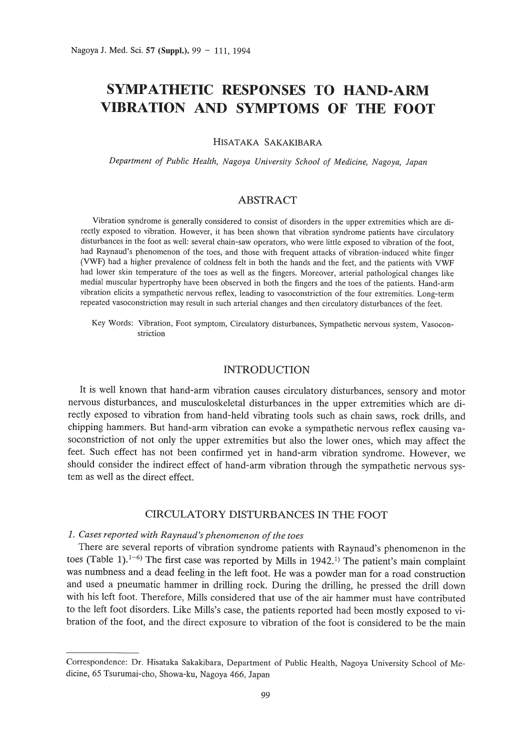# SYMPATHETIC RESPONSES TO HAND-ARM VIBRATION AND SYMPTOMS OF THE FOOT

HISATAKA SAKAKIBARA

*Department of Public Health, Nagoya University School of Medicine, Nagoya, Japan*

## ABSTRACT

Vibration syndrome is generally considered to consist of disorders in the upper extremities which are directly exposed to vibration. However, it has been shown that vibration syndrome patients have circulatory disturbances in the foot as well: several chain-saw operators, who were little exposed to vibration of the foot, had Raynaud's phenomenon of the toes, and those with frequent attacks of vibration-induced white finger (VWF) had a higher prevalence of coldness felt in both the hands and the feet, and the patients with VWF had lower skin temperature of the toes as well as the fingers. Moreover, arterial pathological changes like medial muscular hypertrophy have been observed in both the fingers and the toes of the patients. Hand-arm vibration elicits a sympathetic nervous reflex, leading to vasoconstriction of the four extremities. Long-term repeated vasoconstriction may result in such arterial changes and then circulatory disturbances of the feet.

Key Words: Vibration, Foot symptom, Circulatory disturbances, Sympathetic nervous system, Vasoconstriction

## INTRODUCTION

It is well known that hand-arm vibration causes circulatory disturbances, sensory and motor nervous disturbances, and musculoskeletal disturbances in the upper extremities which are directly exposed to vibration from hand-held vibrating tools such as chain saws, rock drills, and chipping hammers. But hand-arm vibration can evoke a sympathetic nervous reflex causing vasoconstriction of not only the upper extremities but also the lower ones, which may affect the feet. Such effect has not been confirmed yet in hand-arm vibration syndrome. However, we should consider the indirect effect of hand-arm vibration through the sympathetic nervous system as well as the direct effect.

## CIRCULATORY DISTURBANCES IN THE FOOT

### *1. Cases reported with Raynaud's phenomenon of the toes*

There are several reports of vibration syndrome patients with Raynaud's phenomenon in the toes (Table 1).[1-6] The first case was reported by Mills in 1942.[1] The patient's main complaint was numbness and a dead feeling in the left foot. He was a powder man for a road construction and used a pneumatic hammer in drilling rock. During the drilling, he pressed the drill down with his left foot. Therefore, Mills considered that use of the air hammer must have contributed to the left foot disorders. Like Mills's case, the patients reported had been mostly exposed to vibration of the foot, and the direct exposure to vibration of the foot is considered to be the main

---

Correspondence: Dr. Hisataka Sakakibara, Department of Public Health, Nagoya University School of Medicine, 65 Tsurumai-cho, Showa-ku, Nagoya 466, Japan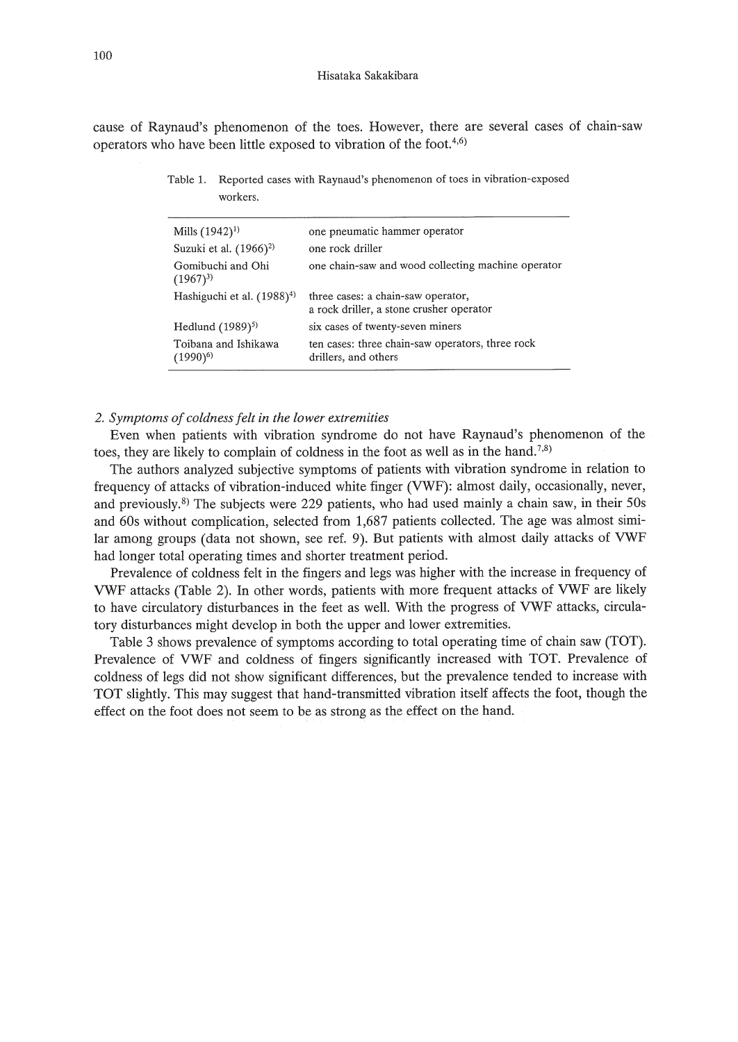cause of Raynaud's phenomenon of the toes. However, there are several cases of chain-saw operators who have been little exposed to vibration of the foot.[4,6)]

Table 1. Reported cases with Raynaud's phenomenon of toes in vibration-exposed workers.

| | |
|---|---|
| Mills (1942)[1)] | one pneumatic hammer operator |
| Suzuki et al. (1966)[2)] | one rock driller |
| Gomibuchi and Ohi (1967)[3)] | one chain-saw and wood collecting machine operator |
| Hashiguchi et al. (1988)[4)] | three cases: a chain-saw operator, a rock driller, a stone crusher operator |
| Hedlund (1989)[5)] | six cases of twenty-seven miners |
| Toibana and Ishikawa (1990)[6)] | ten cases: three chain-saw operators, three rock drillers, and others |

*2. Symptoms of coldness felt in the lower extremities*

Even when patients with vibration syndrome do not have Raynaud's phenomenon of the toes, they are likely to complain of coldness in the foot as well as in the hand.[7,8)]

The authors analyzed subjective symptoms of patients with vibration syndrome in relation to frequency of attacks of vibration-induced white finger (VWF): almost daily, occasionally, never, and previously.[8)] The subjects were 229 patients, who had used mainly a chain saw, in their 50s and 60s without complication, selected from 1,687 patients collected. The age was almost similar among groups (data not shown, see ref. 9). But patients with almost daily attacks of VWF had longer total operating times and shorter treatment period.

Prevalence of coldness felt in the fingers and legs was higher with the increase in frequency of VWF attacks (Table 2). In other words, patients with more frequent attacks of VWF are likely to have circulatory disturbances in the feet as well. With the progress of VWF attacks, circulatory disturbances might develop in both the upper and lower extremities.

Table 3 shows prevalence of symptoms according to total operating time of chain saw (TOT). Prevalence of VWF and coldness of fingers significantly increased with TOT. Prevalence of coldness of legs did not show significant differences, but the prevalence tended to increase with TOT slightly. This may suggest that hand-transmitted vibration itself affects the foot, though the effect on the foot does not seem to be as strong as the effect on the hand.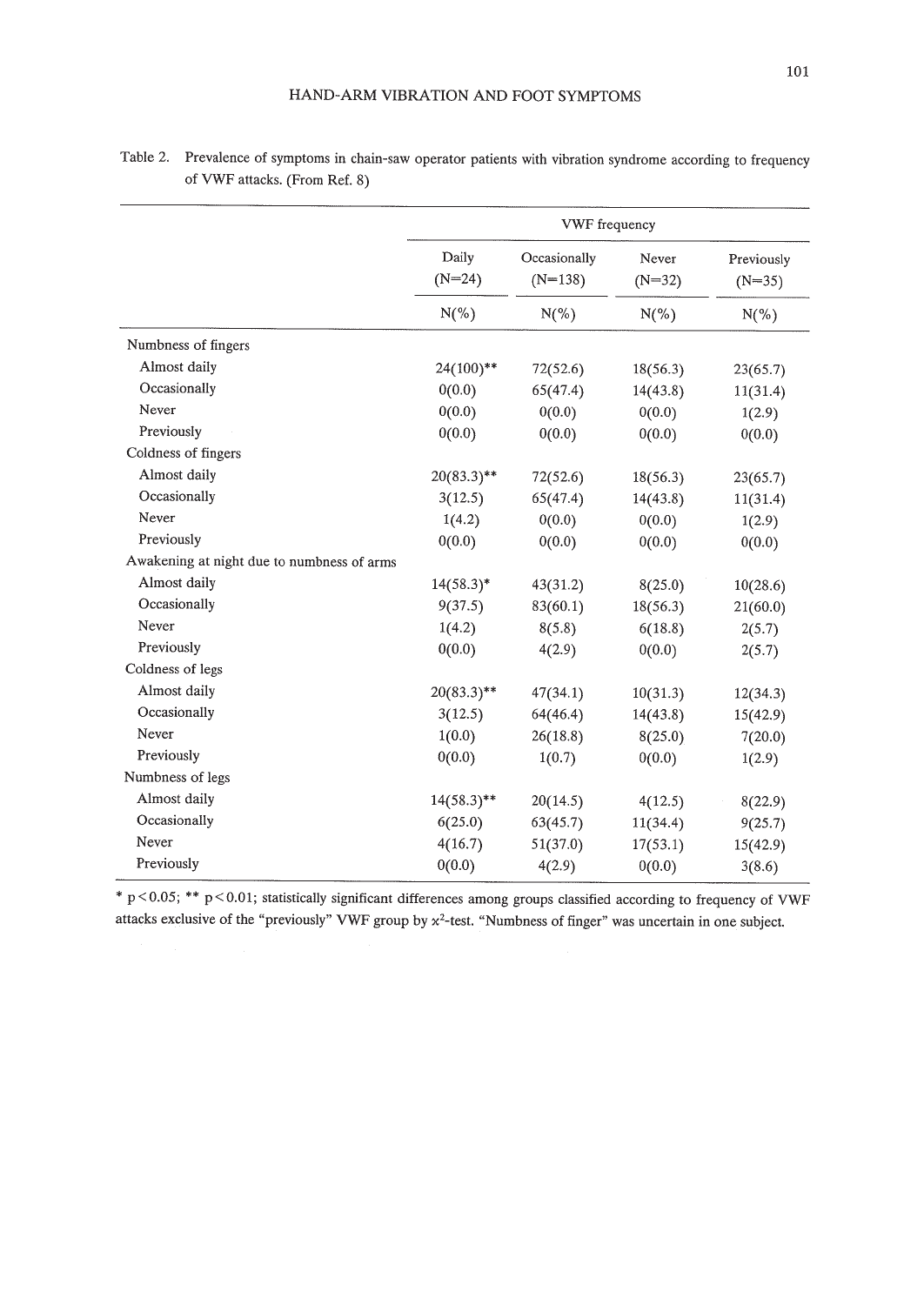Table 2. Prevalence of symptoms in chain-saw operator patients with vibration syndrome according to frequency of VWF attacks. (From Ref. 8)

| | VWF frequency | | | |
|---|---|---|---|---|
| | Daily (N=24) | Occasionally (N=138) | Never (N=32) | Previously (N=35) |
| | N(%) | N(%) | N(%) | N(%) |
| Numbness of fingers | | | | |
| Almost daily | 24(100)** | 72(52.6) | 18(56.3) | 23(65.7) |
| Occasionally | 0(0.0) | 65(47.4) | 14(43.8) | 11(31.4) |
| Never | 0(0.0) | 0(0.0) | 0(0.0) | 1(2.9) |
| Previously | 0(0.0) | 0(0.0) | 0(0.0) | 0(0.0) |
| Coldness of fingers | | | | |
| Almost daily | 20(83.3)** | 72(52.6) | 18(56.3) | 23(65.7) |
| Occasionally | 3(12.5) | 65(47.4) | 14(43.8) | 11(31.4) |
| Never | 1(4.2) | 0(0.0) | 0(0.0) | 1(2.9) |
| Previously | 0(0.0) | 0(0.0) | 0(0.0) | 0(0.0) |
| Awakening at night due to numbness of arms | | | | |
| Almost daily | 14(58.3)* | 43(31.2) | 8(25.0) | 10(28.6) |
| Occasionally | 9(37.5) | 83(60.1) | 18(56.3) | 21(60.0) |
| Never | 1(4.2) | 8(5.8) | 6(18.8) | 2(5.7) |
| Previously | 0(0.0) | 4(2.9) | 0(0.0) | 2(5.7) |
| Coldness of legs | | | | |
| Almost daily | 20(83.3)** | 47(34.1) | 10(31.3) | 12(34.3) |
| Occasionally | 3(12.5) | 64(46.4) | 14(43.8) | 15(42.9) |
| Never | 1(0.0) | 26(18.8) | 8(25.0) | 7(20.0) |
| Previously | 0(0.0) | 1(0.7) | 0(0.0) | 1(2.9) |
| Numbness of legs | | | | |
| Almost daily | 14(58.3)** | 20(14.5) | 4(12.5) | 8(22.9) |
| Occasionally | 6(25.0) | 63(45.7) | 11(34.4) | 9(25.7) |
| Never | 4(16.7) | 51(37.0) | 17(53.1) | 15(42.9) |
| Previously | 0(0.0) | 4(2.9) | 0(0.0) | 3(8.6) |

* $p<0.05$; ** $p<0.01$; statistically significant differences among groups classified according to frequency of VWF attacks exclusive of the "previously" VWF group by $x^2$-test. "Numbness of finger" was uncertain in one subject.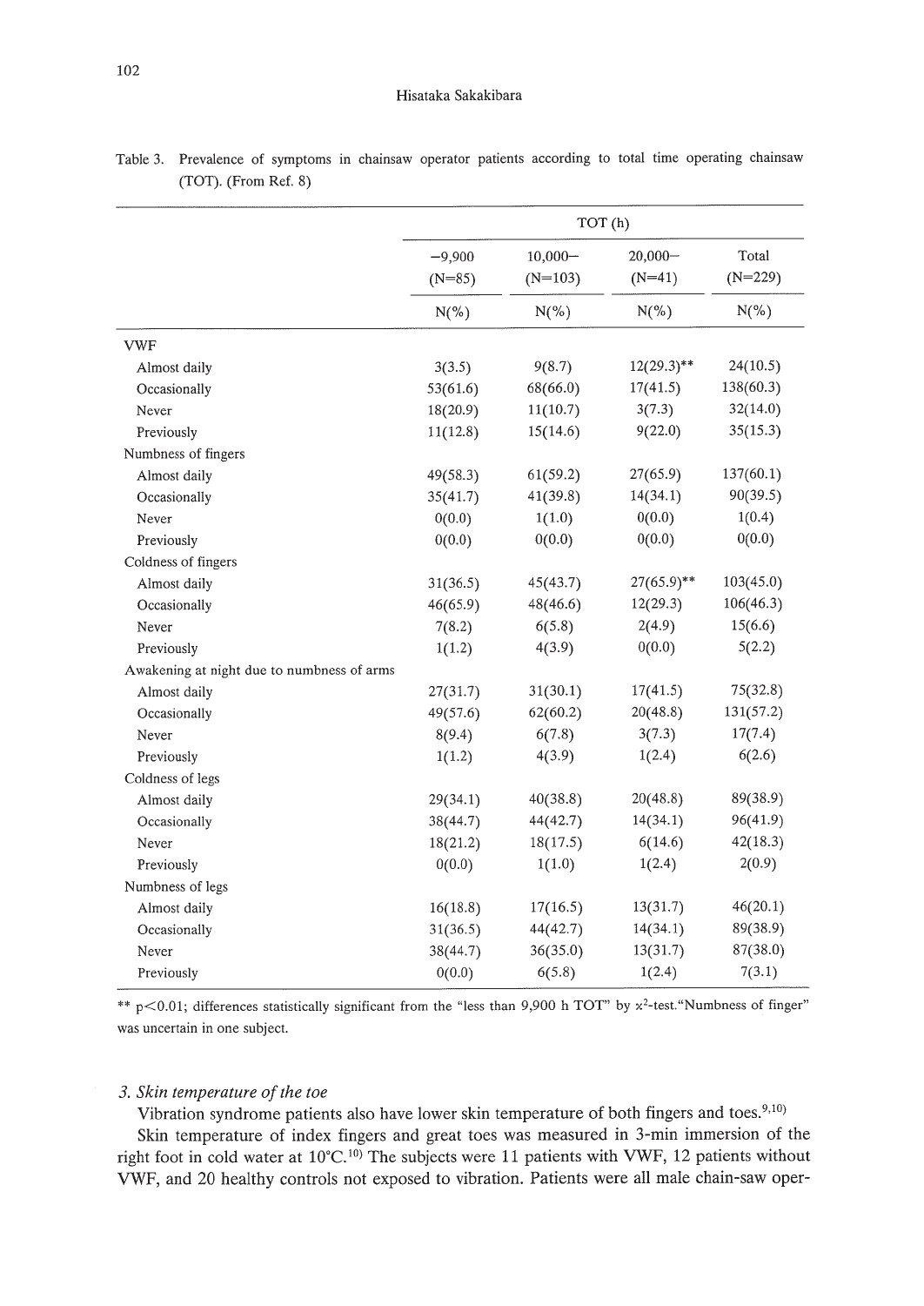Table 3. Prevalence of symptoms in chainsaw operator patients according to total time operating chainsaw (TOT). (From Ref. 8)

| | TOT (h) | | | |
|---|---|---|---|---|
| | −9,900 (N=85) | 10,000− (N=103) | 20,000− (N=41) | Total (N=229) |
| | N(%) | N(%) | N(%) | N(%) |
| VWF | | | | |
| Almost daily | 3(3.5) | 9(8.7) | 12(29.3)** | 24(10.5) |
| Occasionally | 53(61.6) | 68(66.0) | 17(41.5) | 138(60.3) |
| Never | 18(20.9) | 11(10.7) | 3(7.3) | 32(14.0) |
| Previously | 11(12.8) | 15(14.6) | 9(22.0) | 35(15.3) |
| Numbness of fingers | | | | |
| Almost daily | 49(58.3) | 61(59.2) | 27(65.9) | 137(60.1) |
| Occasionally | 35(41.7) | 41(39.8) | 14(34.1) | 90(39.5) |
| Never | 0(0.0) | 1(1.0) | 0(0.0) | 1(0.4) |
| Previously | 0(0.0) | 0(0.0) | 0(0.0) | 0(0.0) |
| Coldness of fingers | | | | |
| Almost daily | 31(36.5) | 45(43.7) | 27(65.9)** | 103(45.0) |
| Occasionally | 46(65.9) | 48(46.6) | 12(29.3) | 106(46.3) |
| Never | 7(8.2) | 6(5.8) | 2(4.9) | 15(6.6) |
| Previously | 1(1.2) | 4(3.9) | 0(0.0) | 5(2.2) |
| Awakening at night due to numbness of arms | | | | |
| Almost daily | 27(31.7) | 31(30.1) | 17(41.5) | 75(32.8) |
| Occasionally | 49(57.6) | 62(60.2) | 20(48.8) | 131(57.2) |
| Never | 8(9.4) | 6(7.8) | 3(7.3) | 17(7.4) |
| Previously | 1(1.2) | 4(3.9) | 1(2.4) | 6(2.6) |
| Coldness of legs | | | | |
| Almost daily | 29(34.1) | 40(38.8) | 20(48.8) | 89(38.9) |
| Occasionally | 38(44.7) | 44(42.7) | 14(34.1) | 96(41.9) |
| Never | 18(21.2) | 18(17.5) | 6(14.6) | 42(18.3) |
| Previously | 0(0.0) | 1(1.0) | 1(2.4) | 2(0.9) |
| Numbness of legs | | | | |
| Almost daily | 16(18.8) | 17(16.5) | 13(31.7) | 46(20.1) |
| Occasionally | 31(36.5) | 44(42.7) | 14(34.1) | 89(38.9) |
| Never | 38(44.7) | 36(35.0) | 13(31.7) | 87(38.0) |
| Previously | 0(0.0) | 6(5.8) | 1(2.4) | 7(3.1) |

** $p<0.01$; differences statistically significant from the "less than 9,900 h TOT" by $x^2$-test."Numbness of finger" was uncertain in one subject.

### 3. *Skin temperature of the toe*

Vibration syndrome patients also have lower skin temperature of both fingers and toes.[9,10]

Skin temperature of index fingers and great toes was measured in 3-min immersion of the right foot in cold water at 10°C.[10] The subjects were 11 patients with VWF, 12 patients without VWF, and 20 healthy controls not exposed to vibration. Patients were all male chain-saw oper-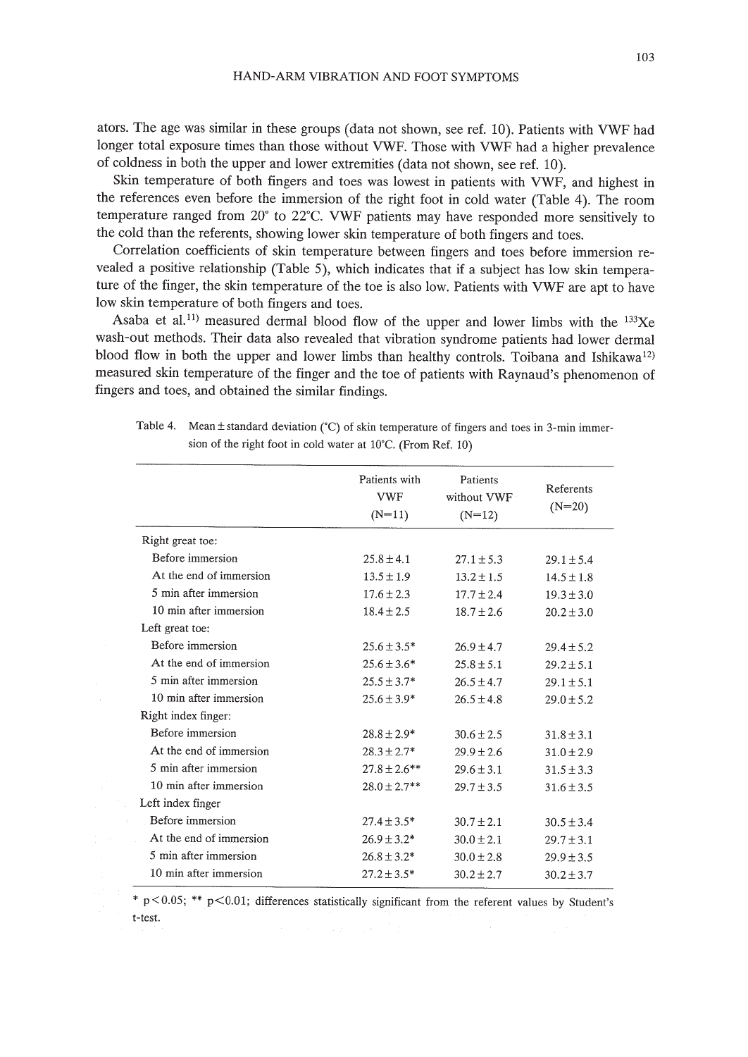ators. The age was similar in these groups (data not shown, see ref. 10). Patients with VWF had longer total exposure times than those without VWF. Those with VWF had a higher prevalence of coldness in both the upper and lower extremities (data not shown, see ref. 10).

Skin temperature of both fingers and toes was lowest in patients with VWF, and highest in the references even before the immersion of the right foot in cold water (Table 4). The room temperature ranged from 20° to 22°C. VWF patients may have responded more sensitively to the cold than the referents, showing lower skin temperature of both fingers and toes.

Correlation coefficients of skin temperature between fingers and toes before immersion revealed a positive relationship (Table 5), which indicates that if a subject has low skin temperature of the finger, the skin temperature of the toe is also low. Patients with VWF are apt to have low skin temperature of both fingers and toes.

Asaba et al.[11] measured dermal blood flow of the upper and lower limbs with the $^{133}Xe$ wash-out methods. Their data also revealed that vibration syndrome patients had lower dermal blood flow in both the upper and lower limbs than healthy controls. Toibana and Ishikawa[12] measured skin temperature of the finger and the toe of patients with Raynaud's phenomenon of fingers and toes, and obtained the similar findings.

Table 4. Mean ± standard deviation (°C) of skin temperature of fingers and toes in 3-min immersion of the right foot in cold water at 10°C. (From Ref. 10)

| | Patients with VWF (N=11) | Patients without VWF (N=12) | Referents (N=20) |
|---|---|---|---|
| Right great toe: | | | |
| Before immersion | 25.8 ± 4.1 | 27.1 ± 5.3 | 29.1 ± 5.4 |
| At the end of immersion | 13.5 ± 1.9 | 13.2 ± 1.5 | 14.5 ± 1.8 |
| 5 min after immersion | 17.6 ± 2.3 | 17.7 ± 2.4 | 19.3 ± 3.0 |
| 10 min after immersion | 18.4 ± 2.5 | 18.7 ± 2.6 | 20.2 ± 3.0 |
| Left great toe: | | | |
| Before immersion | 25.6 ± 3.5* | 26.9 ± 4.7 | 29.4 ± 5.2 |
| At the end of immersion | 25.6 ± 3.6* | 25.8 ± 5.1 | 29.2 ± 5.1 |
| 5 min after immersion | 25.5 ± 3.7* | 26.5 ± 4.7 | 29.1 ± 5.1 |
| 10 min after immersion | 25.6 ± 3.9* | 26.5 ± 4.8 | 29.0 ± 5.2 |
| Right index finger: | | | |
| Before immersion | 28.8 ± 2.9* | 30.6 ± 2.5 | 31.8 ± 3.1 |
| At the end of immersion | 28.3 ± 2.7* | 29.9 ± 2.6 | 31.0 ± 2.9 |
| 5 min after immersion | 27.8 ± 2.6** | 29.6 ± 3.1 | 31.5 ± 3.3 |
| 10 min after immersion | 28.0 ± 2.7** | 29.7 ± 3.5 | 31.6 ± 3.5 |
| Left index finger | | | |
| Before immersion | 27.4 ± 3.5* | 30.7 ± 2.1 | 30.5 ± 3.4 |
| At the end of immersion | 26.9 ± 3.2* | 30.0 ± 2.1 | 29.7 ± 3.1 |
| 5 min after immersion | 26.8 ± 3.2* | 30.0 ± 2.8 | 29.9 ± 3.5 |
| 10 min after immersion | 27.2 ± 3.5* | 30.2 ± 2.7 | 30.2 ± 3.7 |

* $p<0.05$; ** $p<0.01$; differences statistically significant from the referent values by Student's t-test.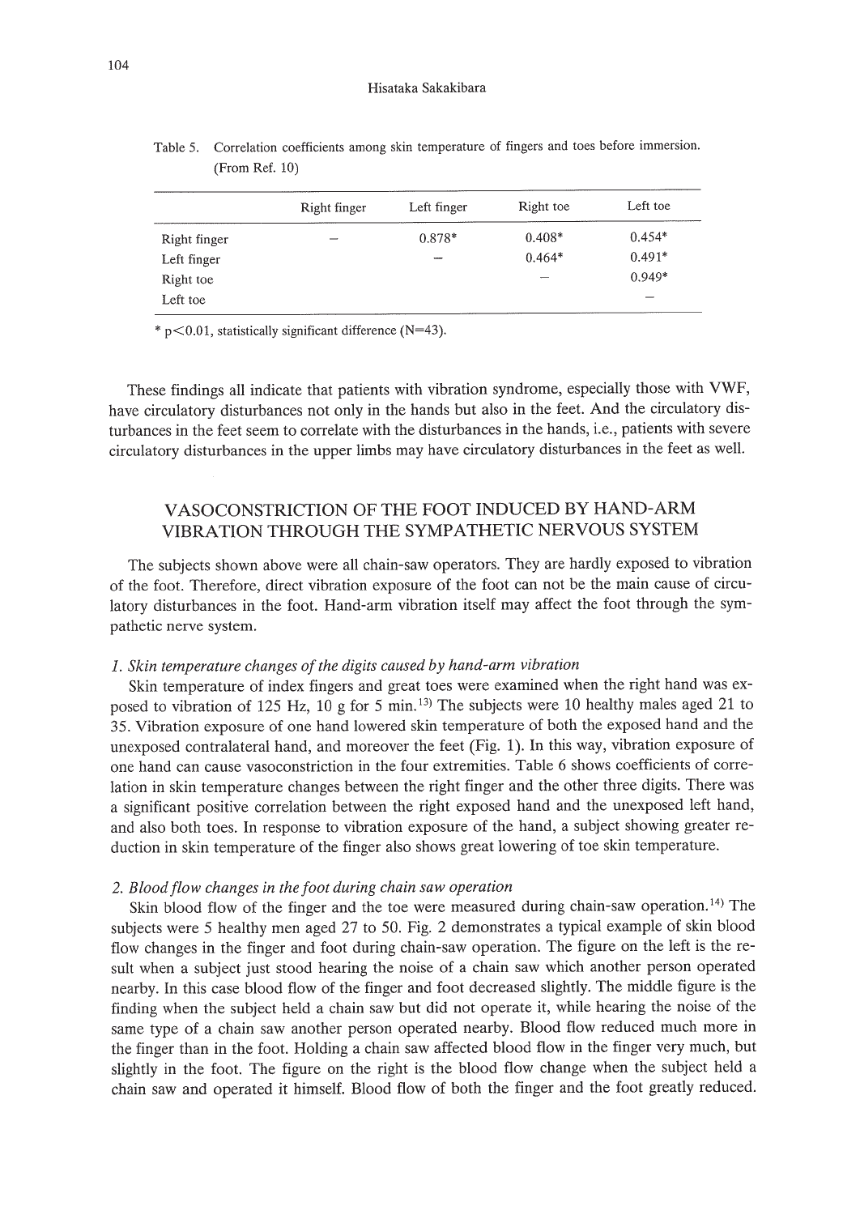Table 5. Correlation coefficients among skin temperature of fingers and toes before immersion. (From Ref. 10)

| | Right finger | Left finger | Right toe | Left toe |
|---|---|---|---|---|
| Right finger | – | 0.878* | 0.408* | 0.454* |
| Left finger | | – | 0.464* | 0.491* |
| Right toe | | | – | 0.949* |
| Left toe | | | | – |

* $p<0.01$, statistically significant difference ($N=43$).

These findings all indicate that patients with vibration syndrome, especially those with VWF, have circulatory disturbances not only in the hands but also in the feet. And the circulatory disturbances in the feet seem to correlate with the disturbances in the hands, i.e., patients with severe circulatory disturbances in the upper limbs may have circulatory disturbances in the feet as well.

## VASOCONSTRICTION OF THE FOOT INDUCED BY HAND-ARM VIBRATION THROUGH THE SYMPATHETIC NERVOUS SYSTEM

The subjects shown above were all chain-saw operators. They are hardly exposed to vibration of the foot. Therefore, direct vibration exposure of the foot can not be the main cause of circulatory disturbances in the foot. Hand-arm vibration itself may affect the foot through the sympathetic nerve system.

### *1. Skin temperature changes of the digits caused by hand-arm vibration*

Skin temperature of index fingers and great toes were examined when the right hand was exposed to vibration of 125 Hz, 10 g for 5 min.[13] The subjects were 10 healthy males aged 21 to 35. Vibration exposure of one hand lowered skin temperature of both the exposed hand and the unexposed contralateral hand, and moreover the feet (Fig. 1). In this way, vibration exposure of one hand can cause vasoconstriction in the four extremities. Table 6 shows coefficients of correlation in skin temperature changes between the right finger and the other three digits. There was a significant positive correlation between the right exposed hand and the unexposed left hand, and also both toes. In response to vibration exposure of the hand, a subject showing greater reduction in skin temperature of the finger also shows great lowering of toe skin temperature.

### *2. Blood flow changes in the foot during chain saw operation*

Skin blood flow of the finger and the toe were measured during chain-saw operation.[14] The subjects were 5 healthy men aged 27 to 50. Fig. 2 demonstrates a typical example of skin blood flow changes in the finger and foot during chain-saw operation. The figure on the left is the result when a subject just stood hearing the noise of a chain saw which another person operated nearby. In this case blood flow of the finger and foot decreased slightly. The middle figure is the finding when the subject held a chain saw but did not operate it, while hearing the noise of the same type of a chain saw another person operated nearby. Blood flow reduced much more in the finger than in the foot. Holding a chain saw affected blood flow in the finger very much, but slightly in the foot. The figure on the right is the blood flow change when the subject held a chain saw and operated it himself. Blood flow of both the finger and the foot greatly reduced.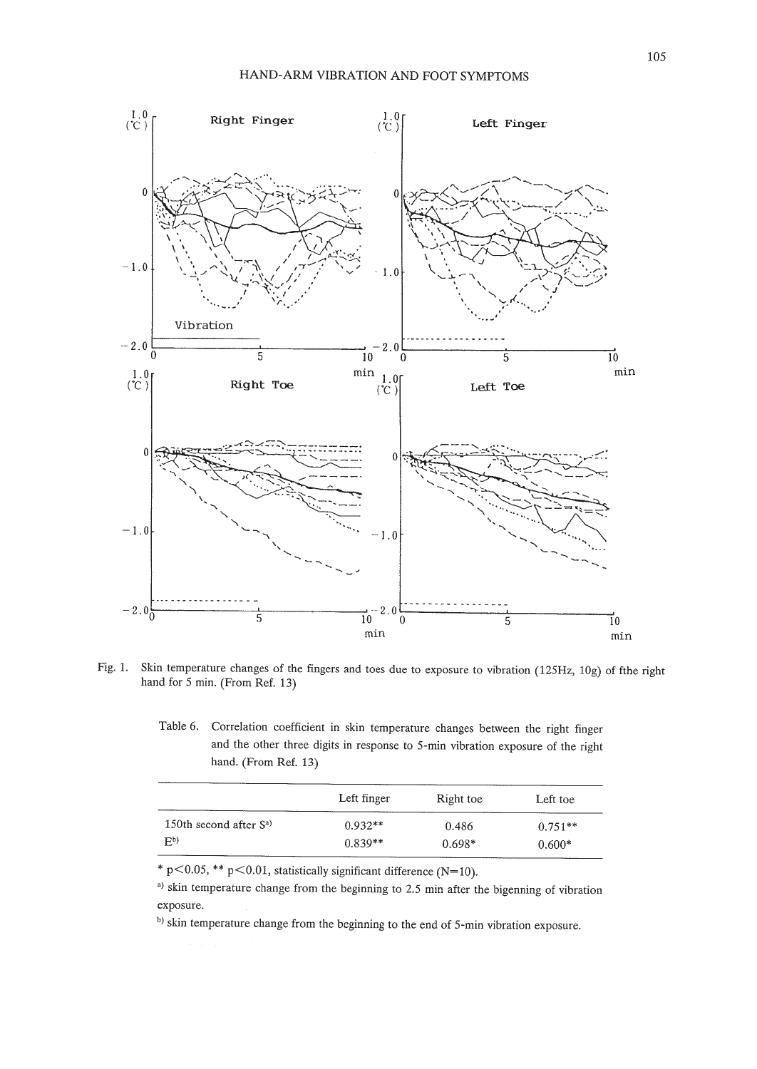Fig. 1. Skin temperature changes of the fingers and toes due to exposure to vibration (125Hz, 10g) of fthe right hand for 5 min. (From Ref. 13)

Table 6. Correlation coefficient in skin temperature changes between the right finger and the other three digits in response to 5-min vibration exposure of the right hand. (From Ref. 13)

| | Left finger | Right toe | Left toe |
|---|---|---|---|
| 150th second after S[a] | 0.932** | 0.486 | 0.751** |
| E[b] | 0.839** | 0.698* | 0.600* |

* $p<0.05$, ** $p<0.01$, statistically significant difference (N=10).

[a] skin temperature change from the beginning to 2.5 min after the bigenning of vibration exposure.

[b] skin temperature change from the beginning to the end of 5-min vibration exposure.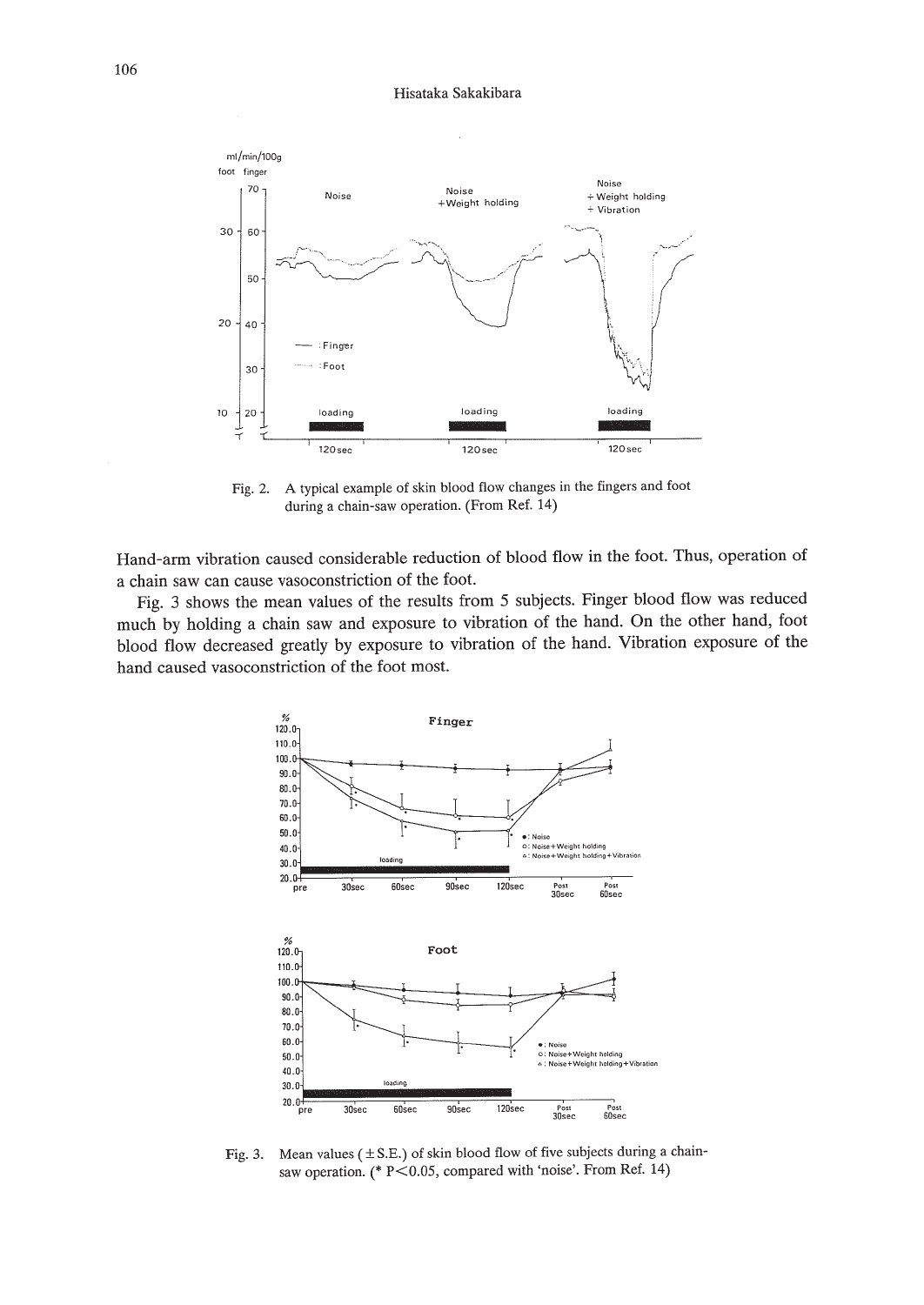Fig. 2. A typical example of skin blood flow changes in the fingers and foot during a chain-saw operation. (From Ref. 14)

Hand-arm vibration caused considerable reduction of blood flow in the foot. Thus, operation of a chain saw can cause vasoconstriction of the foot.

Fig. 3 shows the mean values of the results from 5 subjects. Finger blood flow was reduced much by holding a chain saw and exposure to vibration of the hand. On the other hand, foot blood flow decreased greatly by exposure to vibration of the hand. Vibration exposure of the hand caused vasoconstriction of the foot most.

Fig. 3. Mean values (±S.E.) of skin blood flow of five subjects during a chain-saw operation. (* $P<0.05$, compared with 'noise'. From Ref. 14)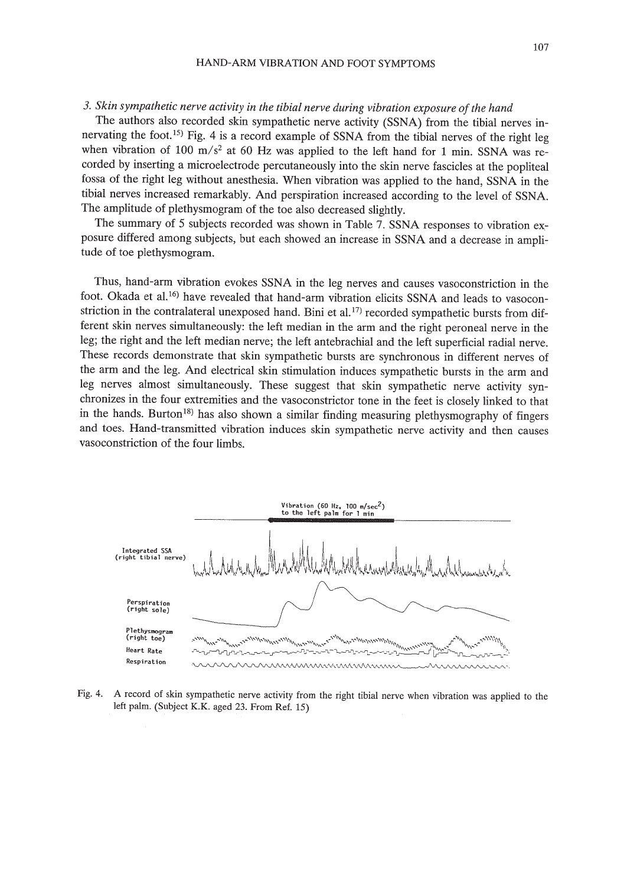### *3. Skin sympathetic nerve activity in the tibial nerve during vibration exposure of the hand*

The authors also recorded skin sympathetic nerve activity (SSNA) from the tibial nerves innervating the foot.[15] Fig. 4 is a record example of SSNA from the tibial nerves of the right leg when vibration of 100 $m/s^2$ at 60 Hz was applied to the left hand for 1 min. SSNA was recorded by inserting a microelectrode percutaneously into the skin nerve fascicles at the popliteal fossa of the right leg without anesthesia. When vibration was applied to the hand, SSNA in the tibial nerves increased remarkably. And perspiration increased according to the level of SSNA. The amplitude of plethysmogram of the toe also decreased slightly.

The summary of 5 subjects recorded was shown in Table 7. SSNA responses to vibration exposure differed among subjects, but each showed an increase in SSNA and a decrease in amplitude of toe plethysmogram.

Thus, hand-arm vibration evokes SSNA in the leg nerves and causes vasoconstriction in the foot. Okada et al.[16] have revealed that hand-arm vibration elicits SSNA and leads to vasoconstriction in the contralateral unexposed hand. Bini et al.[17] recorded sympathetic bursts from different skin nerves simultaneously: the left median in the arm and the right peroneal nerve in the leg; the right and the left median nerve; the left antebrachial and the left superficial radial nerve. These records demonstrate that skin sympathetic bursts are synchronous in different nerves of the arm and the leg. And electrical skin stimulation induces sympathetic bursts in the arm and leg nerves almost simultaneously. These suggest that skin sympathetic nerve activity synchronizes in the four extremities and the vasoconstrictor tone in the feet is closely linked to that in the hands. Burton[18] has also shown a similar finding measuring plethysmography of fingers and toes. Hand-transmitted vibration induces skin sympathetic nerve activity and then causes vasoconstriction of the four limbs.

Vibration (60 Hz, 100 $m/sec^2$) to the left palm for 1 min

Integrated SSA (right tibial nerve)

Perspiration (right sole)

Plethysmogram (right toe)

Heart Rate

Respiration

Fig. 4. A record of skin sympathetic nerve activity from the right tibial nerve when vibration was applied to the left palm. (Subject K.K. aged 23. From Ref. 15)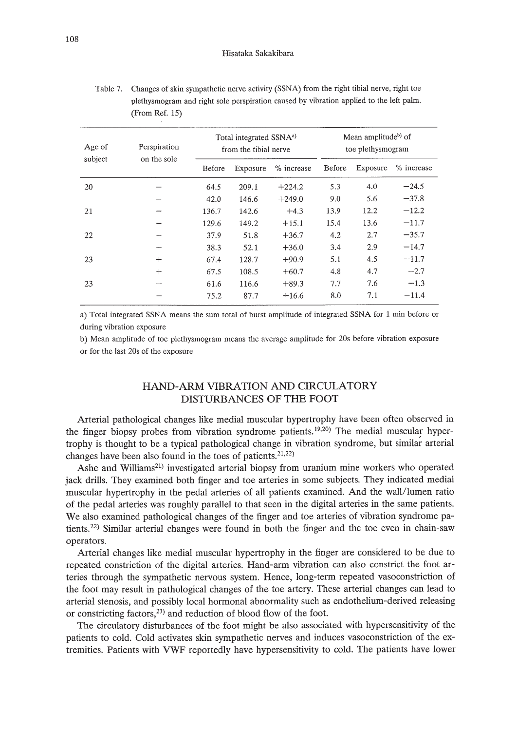Table 7. Changes of skin sympathetic nerve activity (SSNA) from the right tibial nerve, right toe plethysmogram and right sole perspiration caused by vibration applied to the left palm. (From Ref. 15)

| Age of subject | Perspiration on the sole | Total integrated SSNA[a) ] from the tibial nerve | | | Mean amplitude[b)] of toe plethysmogram | | |
|---|---|---|---|---|---|---|---|
| | | Before | Exposure | % increase | Before | Exposure | % increase |
| 20 | − | 64.5 | 209.1 | +224.2 | 5.3 | 4.0 | −24.5 |
| | − | 42.0 | 146.6 | +249.0 | 9.0 | 5.6 | −37.8 |
| 21 | − | 136.7 | 142.6 | +4.3 | 13.9 | 12.2 | −12.2 |
| | − | 129.6 | 149.2 | +15.1 | 15.4 | 13.6 | −11.7 |
| 22 | − | 37.9 | 51.8 | +36.7 | 4.2 | 2.7 | −35.7 |
| | − | 38.3 | 52.1 | +36.0 | 3.4 | 2.9 | −14.7 |
| 23 | + | 67.4 | 128.7 | +90.9 | 5.1 | 4.5 | −11.7 |
| | + | 67.5 | 108.5 | +60.7 | 4.8 | 4.7 | −2.7 |
| 23 | − | 61.6 | 116.6 | +89.3 | 7.7 | 7.6 | −1.3 |
| | − | 75.2 | 87.7 | +16.6 | 8.0 | 7.1 | −11.4 |

a) Total integrated SSNA means the sum total of burst amplitude of integrated SSNA for 1 min before or during vibration exposure

b) Mean amplitude of toe plethysmogram means the average amplitude for 20s before vibration exposure or for the last 20s of the exposure

## HAND-ARM VIBRATION AND CIRCULATORY DISTURBANCES OF THE FOOT

Arterial pathological changes like medial muscular hypertrophy have been often observed in the finger biopsy probes from vibration syndrome patients.[19,20] The medial muscular hypertrophy is thought to be a typical pathological change in vibration syndrome, but similar arterial changes have been also found in the toes of patients.[21,22]

Ashe and Williams[21] investigated arterial biopsy from uranium mine workers who operated jack drills. They examined both finger and toe arteries in some subjects. They indicated medial muscular hypertrophy in the pedal arteries of all patients examined. And the wall/lumen ratio of the pedal arteries was roughly parallel to that seen in the digital arteries in the same patients. We also examined pathological changes of the finger and toe arteries of vibration syndrome patients.[22] Similar arterial changes were found in both the finger and the toe even in chain-saw operators.

Arterial changes like medial muscular hypertrophy in the finger are considered to be due to repeated constriction of the digital arteries. Hand-arm vibration can also constrict the foot arteries through the sympathetic nervous system. Hence, long-term repeated vasoconstriction of the foot may result in pathological changes of the toe artery. These arterial changes can lead to arterial stenosis, and possibly local hormonal abnormality such as endothelium-derived releasing or constricting factors,[23] and reduction of blood flow of the foot.

The circulatory disturbances of the foot might be also associated with hypersensitivity of the patients to cold. Cold activates skin sympathetic nerves and induces vasoconstriction of the extremities. Patients with VWF reportedly have hypersensitivity to cold. The patients have lower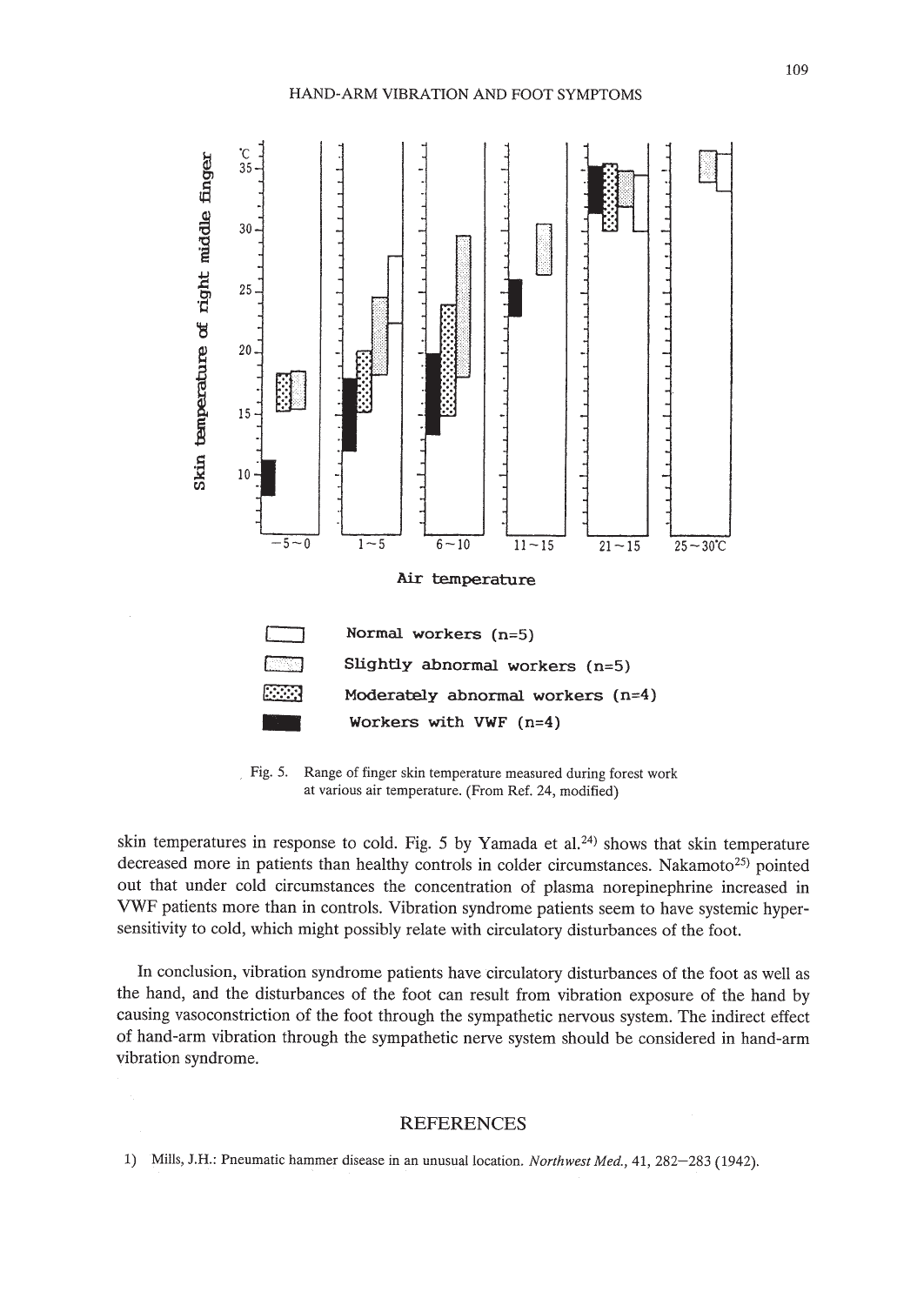Fig. 5. Range of finger skin temperature measured during forest work at various air temperature. (From Ref. 24, modified)

skin temperatures in response to cold. Fig. 5 by Yamada et al.[24] shows that skin temperature decreased more in patients than healthy controls in colder circumstances. Nakamoto[25] pointed out that under cold circumstances the concentration of plasma norepinephrine increased in VWF patients more than in controls. Vibration syndrome patients seem to have systemic hypersensitivity to cold, which might possibly relate with circulatory disturbances of the foot.

In conclusion, vibration syndrome patients have circulatory disturbances of the foot as well as the hand, and the disturbances of the foot can result from vibration exposure of the hand by causing vasoconstriction of the foot through the sympathetic nervous system. The indirect effect of hand-arm vibration through the sympathetic nerve system should be considered in hand-arm vibration syndrome.

## REFERENCES

1) Mills, J.H.: Pneumatic hammer disease in an unusual location. *Northwest Med.*, 41, 282—283 (1942).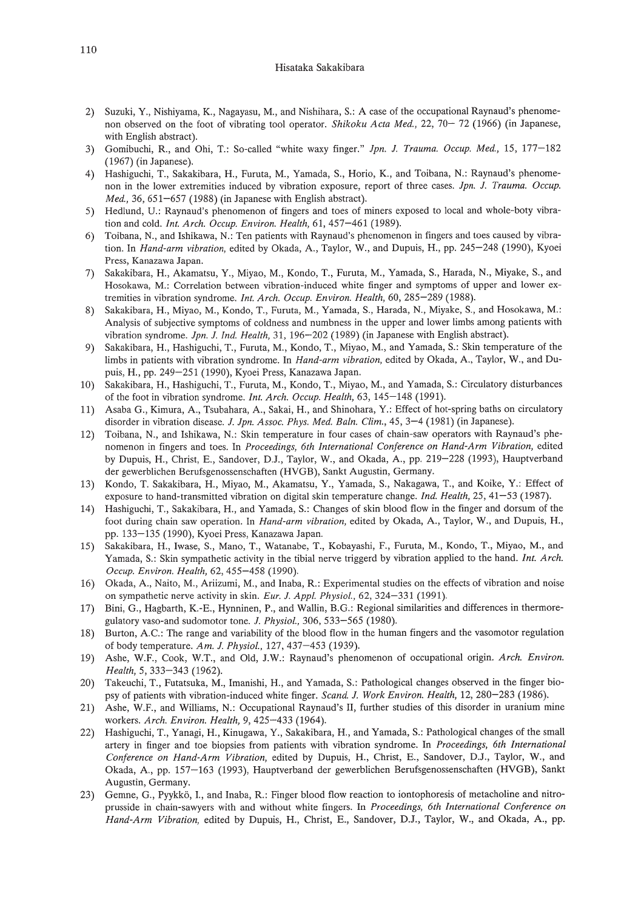2) Suzuki, Y., Nishiyama, K., Nagayasu, M., and Nishihara, S.: A case of the occupational Raynaud's phenomenon observed on the foot of vibrating tool operator. *Shikoku Acta Med.*, 22, 70– 72 (1966) (in Japanese, with English abstract).
3) Gomibuchi, R., and Ohi, T.: So-called "white waxy finger." *Jpn. J. Trauma. Occup. Med.*, 15, 177–182 (1967) (in Japanese).
4) Hashiguchi, T., Sakakibara, H., Furuta, M., Yamada, S., Horio, K., and Toibana, N.: Raynaud's phenomenon in the lower extremities induced by vibration exposure, report of three cases. *Jpn. J. Trauma. Occup. Med.*, 36, 651–657 (1988) (in Japanese with English abstract).
5) Hedlund, U.: Raynaud's phenomenon of fingers and toes of miners exposed to local and whole-boty vibration and cold. *Int. Arch. Occup. Environ. Health*, 61, 457–461 (1989).
6) Toibana, N., and Ishikawa, N.: Ten patients with Raynaud's phenomenon in fingers and toes caused by vibration. In *Hand-arm vibration*, edited by Okada, A., Taylor, W., and Dupuis, H., pp. 245–248 (1990), Kyoei Press, Kanazawa Japan.
7) Sakakibara, H., Akamatsu, Y., Miyao, M., Kondo, T., Furuta, M., Yamada, S., Harada, N., Miyake, S., and Hosokawa, M.: Correlation between vibration-induced white finger and symptoms of upper and lower extremities in vibration syndrome. *Int. Arch. Occup. Environ. Health*, 60, 285–289 (1988).
8) Sakakibara, H., Miyao, M., Kondo, T., Furuta, M., Yamada, S., Harada, N., Miyake, S., and Hosokawa, M.: Analysis of subjective symptoms of coldness and numbness in the upper and lower limbs among patients with vibration syndrome. *Jpn. J. Ind. Health*, 31, 196–202 (1989) (in Japanese with English abstract).
9) Sakakibara, H., Hashiguchi, T., Furuta, M., Kondo, T., Miyao, M., and Yamada, S.: Skin temperature of the limbs in patients with vibration syndrome. In *Hand-arm vibration*, edited by Okada, A., Taylor, W., and Dupuis, H., pp. 249–251 (1990), Kyoei Press, Kanazawa Japan.
10) Sakakibara, H., Hashiguchi, T., Furuta, M., Kondo, T., Miyao, M., and Yamada, S.: Circulatory disturbances of the foot in vibration syndrome. *Int. Arch. Occup. Environ. Health*, 63, 145–148 (1991).
11) Asaba G., Kimura, A., Tsubahara, A., Sakai, H., and Shinohara, Y.: Effect of hot-spring baths on circulatory disorder in vibration disease. *J. Jpn. Assoc. Phys. Med. Baln. Clim.*, 45, 3–4 (1981) (in Japanese).
12) Toibana, N., and Ishikawa, N.: Skin temperature in four cases of chain-saw operators with Raynaud's phenomenon in fingers and toes. In *Proceedings, 6th International Conference on Hand-Arm Vibration*, edited by Dupuis, H., Christ, E., Sandover, D.J., Taylor, W., and Okada, A., pp. 219–228 (1993), Hauptverband der gewerblichen Berufsgenossenschaften (HVGB), Sankt Augustin, Germany.
13) Kondo, T. Sakakibara, H., Miyao, M., Akamatsu, Y., Yamada, S., Nakagawa, T., and Koike, Y.: Effect of exposure to hand-transmitted vibration on digital skin temperature change. *Ind. Health*, 25, 41–53 (1987).
14) Hashiguchi, T., Sakakibara, H., and Yamada, S.: Changes of skin blood flow in the finger and dorsum of the foot during chain saw operation. In *Hand-arm vibration*, edited by Okada, A., Taylor, W., and Dupuis, H., pp. 133–135 (1990), Kyoei Press, Kanazawa Japan.
15) Sakakibara, H., Iwase, S., Mano, T., Watanabe, T., Kobayashi, F., Furuta, M., Kondo, T., Miyao, M., and Yamada, S.: Skin sympathetic activity in the tibial nerve triggerd by vibration applied to the hand. *Int. Arch. Occup. Environ. Health*, 62, 455–458 (1990).
16) Okada, A., Naito, M., Ariizumi, M., and Inaba, R.: Experimental studies on the effects of vibration and noise on sympathetic nerve activity in skin. *Eur. J. Appl. Physiol.*, 62, 324–331 (1991).
17) Bini, G., Hagbarth, K.-E., Hynninen, P., and Wallin, B.G.: Regional similarities and differences in thermoregulatory vaso-and sudomotor tone. *J. Physiol.*, 306, 533–565 (1980).
18) Burton, A.C.: The range and variability of the blood flow in the human fingers and the vasomotor regulation of body temperature. *Am. J. Physiol.*, 127, 437–453 (1939).
19) Ashe, W.F., Cook, W.T., and Old, J.W.: Raynaud's phenomenon of occupational origin. *Arch. Environ. Health*, 5, 333–343 (1962).
20) Takeuchi, T., Futatsuka, M., Imanishi, H., and Yamada, S.: Pathological changes observed in the finger biopsy of patients with vibration-induced white finger. *Scand. J. Work Environ. Health*, 12, 280–283 (1986).
21) Ashe, W.F., and Williams, N.: Occupational Raynaud's II, further studies of this disorder in uranium mine workers. *Arch. Environ. Health*, 9, 425–433 (1964).
22) Hashiguchi, T., Yanagi, H., Kinugawa, Y., Sakakibara, H., and Yamada, S.: Pathological changes of the small artery in finger and toe biopsies from patients with vibration syndrome. In *Proceedings, 6th International Conference on Hand-Arm Vibration*, edited by Dupuis, H., Christ, E., Sandover, D.J., Taylor, W., and Okada, A., pp. 157–163 (1993), Hauptverband der gewerblichen Berufsgenossenschaften (HVGB), Sankt Augustin, Germany.
23) Gemne, G., Pyykkö, I., and Inaba, R.: Finger blood flow reaction to iontophoresis of metacholine and nitroprusside in chain-sawyers with and without white fingers. In *Proceedings, 6th International Conference on Hand-Arm Vibration*, edited by Dupuis, H., Christ, E., Sandover, D.J., Taylor, W., and Okada, A., pp.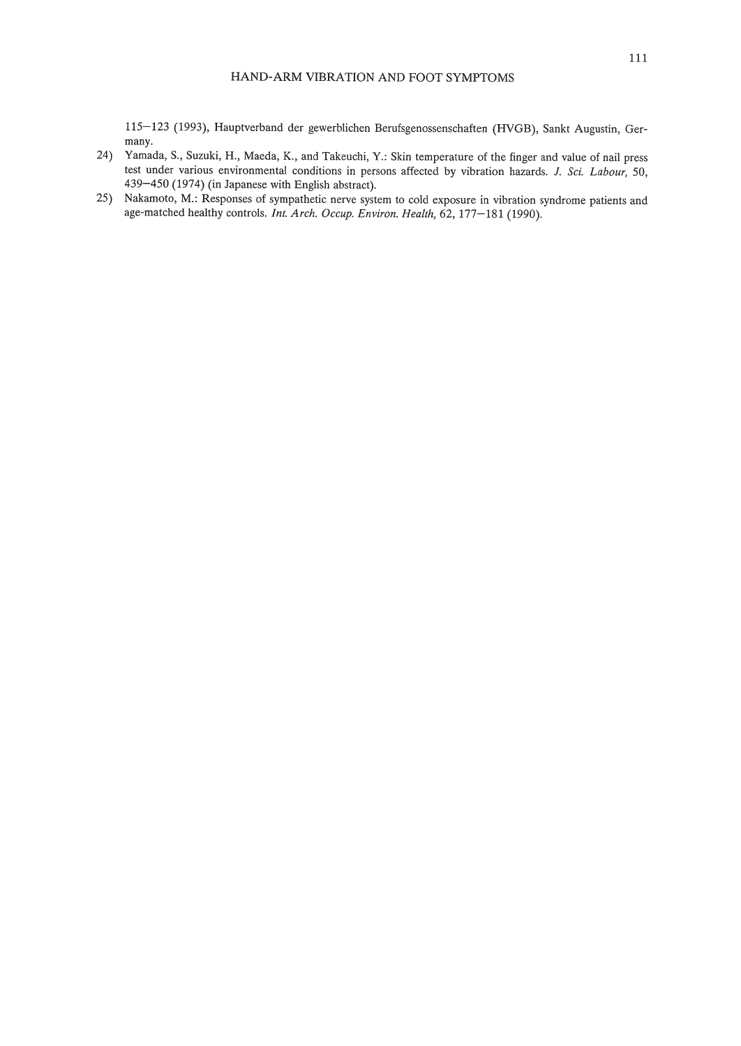115–123 (1993), Hauptverband der gewerblichen Berufsgenossenschaften (HVGB), Sankt Augustin, Germany.

24) Yamada, S., Suzuki, H., Maeda, K., and Takeuchi, Y.: Skin temperature of the finger and value of nail press test under various environmental conditions in persons affected by vibration hazards. *J. Sci. Labour,* 50, 439–450 (1974) (in Japanese with English abstract).

25) Nakamoto, M.: Responses of sympathetic nerve system to cold exposure in vibration syndrome patients and age-matched healthy controls. *Int. Arch. Occup. Environ. Health,* 62, 177–181 (1990).